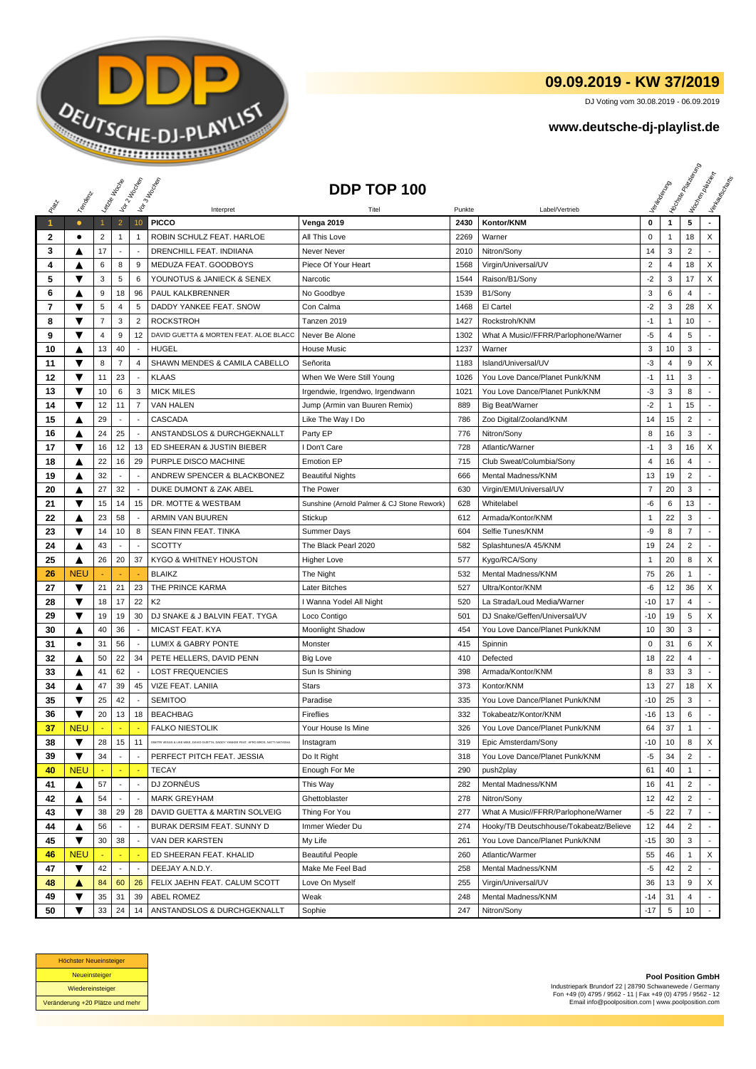# 09.09.2019 - KW 37/2019

DJ Voting vom 30.08.2019 - 06.09.2019

**www.deutsche-dj-playlist.de**

## DDP TOP 100

| Platz | Tendenz | Letzte Woche | Vor 2 Wochen | Vor 3 Wochen | Interpret | Titel | Punkte | Label/Vertrieb | Veränderung | Höchste Platzierung | Wochen platziert | Verkaufscharts |
|---|---|---|---|---|---|---|---|---|---|---|---|---|
| 1 | ● | 1 | 2 | 10 | **PICCO** | **Venga 2019** | **2430** | **Kontor/KNM** | **0** | **1** | **5** | - |
| 2 | ● | 2 | 1 | 1 | ROBIN SCHULZ FEAT. HARLOE | All This Love | 2269 | Warner | 0 | 1 | 18 | X |
| 3 | ▲ | 17 | - | - | DRENCHILL FEAT. INDIIANA | Never Never | 2010 | Nitron/Sony | 14 | 3 | 2 | - |
| 4 | ▲ | 6 | 8 | 9 | MEDUZA FEAT. GOODBOYS | Piece Of Your Heart | 1568 | Virgin/Universal/UV | 2 | 4 | 18 | X |
| 5 | ▼ | 3 | 5 | 6 | YOUNOTUS & JANIECK & SENEX | Narcotic | 1544 | Raison/B1/Sony | -2 | 3 | 17 | X |
| 6 | ▲ | 9 | 18 | 96 | PAUL KALKBRENNER | No Goodbye | 1539 | B1/Sony | 3 | 6 | 4 | - |
| 7 | ▼ | 5 | 4 | 5 | DADDY YANKEE FEAT. SNOW | Con Calma | 1468 | El Cartel | -2 | 3 | 28 | X |
| 8 | ▼ | 7 | 3 | 2 | ROCKSTROH | Tanzen 2019 | 1427 | Rockstroh/KNM | -1 | 1 | 10 | - |
| 9 | ▼ | 4 | 9 | 12 | DAVID GUETTA & MORTEN FEAT. ALOE BLACC | Never Be Alone | 1302 | What A Music//FFRR/Parlophone/Warner | -5 | 4 | 5 | - |
| 10 | ▲ | 13 | 40 | - | HUGEL | House Music | 1237 | Warner | 3 | 10 | 3 | - |
| 11 | ▼ | 8 | 7 | 4 | SHAWN MENDES & CAMILA CABELLO | Señorita | 1183 | Island/Universal/UV | -3 | 4 | 9 | X |
| 12 | ▼ | 11 | 23 | - | KLAAS | When We Were Still Young | 1026 | You Love Dance/Planet Punk/KNM | -1 | 11 | 3 | - |
| 13 | ▼ | 10 | 6 | 3 | MICK MILES | Irgendwie, Irgendwo, Irgendwann | 1021 | You Love Dance/Planet Punk/KNM | -3 | 3 | 8 | - |
| 14 | ▼ | 12 | 11 | 7 | VAN HALEN | Jump (Armin van Buuren Remix) | 889 | Big Beat/Warner | -2 | 1 | 15 | - |
| 15 | ▲ | 29 | - | - | CASCADA | Like The Way I Do | 786 | Zoo Digital/Zooland/KNM | 14 | 15 | 2 | - |
| 16 | ▲ | 24 | 25 | - | ANSTANDSLOS & DURCHGEKNALLT | Party EP | 776 | Nitron/Sony | 8 | 16 | 3 | - |
| 17 | ▼ | 16 | 12 | 13 | ED SHEERAN & JUSTIN BIEBER | I Don't Care | 728 | Atlantic/Warner | -1 | 3 | 16 | X |
| 18 | ▲ | 22 | 16 | 29 | PURPLE DISCO MACHINE | Emotion EP | 715 | Club Sweat/Columbia/Sony | 4 | 16 | 4 | - |
| 19 | ▲ | 32 | - | - | ANDREW SPENCER & BLACKBONEZ | Beautiful Nights | 666 | Mental Madness/KNM | 13 | 19 | 2 | - |
| 20 | ▲ | 27 | 32 | - | DUKE DUMONT & ZAK ABEL | The Power | 630 | Virgin/EMI/Universal/UV | 7 | 20 | 3 | - |
| 21 | ▼ | 15 | 14 | 15 | DR. MOTTE & WESTBAM | Sunshine (Arnold Palmer & CJ Stone Rework) | 628 | Whitelabel | -6 | 6 | 13 | - |
| 22 | ▲ | 23 | 58 | - | ARMIN VAN BUUREN | Stickup | 612 | Armada/Kontor/KNM | 1 | 22 | 3 | - |
| 23 | ▼ | 14 | 10 | 8 | SEAN FINN FEAT. TINKA | Summer Days | 604 | Selfie Tunes/KNM | -9 | 8 | 7 | - |
| 24 | ▲ | 43 | - | - | SCOTTY | The Black Pearl 2020 | 582 | Splashtunes/A 45/KNM | 19 | 24 | 2 | - |
| 25 | ▲ | 26 | 20 | 37 | KYGO & WHITNEY HOUSTON | Higher Love | 577 | Kygo/RCA/Sony | 1 | 20 | 8 | X |
| 26 | NEU | - | - | - | BLAIKZ | The Night | 532 | Mental Madness/KNM | 75 | 26 | 1 | - |
| 27 | ▼ | 21 | 21 | 23 | THE PRINCE KARMA | Later Bitches | 527 | Ultra/Kontor/KNM | -6 | 12 | 36 | X |
| 28 | ▼ | 18 | 17 | 22 | K2 | I Wanna Yodel All Night | 520 | La Strada/Loud Media/Warner | -10 | 17 | 4 | - |
| 29 | ▼ | 19 | 19 | 30 | DJ SNAKE & J BALVIN FEAT. TYGA | Loco Contigo | 501 | DJ Snake/Geffen/Universal/UV | -10 | 19 | 5 | X |
| 30 | ▲ | 40 | 36 | - | MICAST FEAT. KYA | Moonlight Shadow | 454 | You Love Dance/Planet Punk/KNM | 10 | 30 | 3 | - |
| 31 | ● | 31 | 56 | - | LUM!X & GABRY PONTE | Monster | 415 | Spinnin | 0 | 31 | 6 | X |
| 32 | ▲ | 50 | 22 | 34 | PETE HELLERS, DAVID PENN | Big Love | 410 | Defected | 18 | 22 | 4 | - |
| 33 | ▲ | 41 | 62 | - | LOST FREQUENCIES | Sun Is Shining | 398 | Armada/Kontor/KNM | 8 | 33 | 3 | - |
| 34 | ▲ | 47 | 39 | 45 | VIZE FEAT. LANIIA | Stars | 373 | Kontor/KNM | 13 | 27 | 18 | X |
| 35 | ▼ | 25 | 42 | - | SEMITOO | Paradise | 335 | You Love Dance/Planet Punk/KNM | -10 | 25 | 3 | - |
| 36 | ▼ | 20 | 13 | 18 | BEACHBAG | Fireflies | 332 | Tokabeatz/Kontor/KNM | -16 | 13 | 6 | - |
| 37 | NEU | - | - | - | FALKO NIESTOLIK | Your House Is Mine | 326 | You Love Dance/Planet Punk/KNM | 64 | 37 | 1 | - |
| 38 | ▼ | 28 | 15 | 11 | DIMITRI VEGAS & LIKE MIKE, DAVID GUETTA, DADDY YANKEE FEAT. AFRO BROS, NATTI NATASHA | Instagram | 319 | Epic Amsterdam/Sony | -10 | 10 | 8 | X |
| 39 | ▼ | 34 | - | - | PERFECT PITCH FEAT. JESSIA | Do It Right | 318 | You Love Dance/Planet Punk/KNM | -5 | 34 | 2 | - |
| 40 | NEU | - | - | - | TECAY | Enough For Me | 290 | push2play | 61 | 40 | 1 | - |
| 41 | ▲ | 57 | - | - | DJ ZORNÉUS | This Way | 282 | Mental Madness/KNM | 16 | 41 | 2 | - |
| 42 | ▲ | 54 | - | - | MARK GREYHAM | Ghettoblaster | 278 | Nitron/Sony | 12 | 42 | 2 | - |
| 43 | ▼ | 38 | 29 | 28 | DAVID GUETTA & MARTIN SOLVEIG | Thing For You | 277 | What A Music//FFRR/Parlophone/Warner | -5 | 22 | 7 | - |
| 44 | ▲ | 56 | - | - | BURAK DERSIM FEAT. SUNNY D | Immer Wieder Du | 274 | Hooky/TB Deutschhouse/Tokabeatz/Believe | 12 | 44 | 2 | - |
| 45 | ▼ | 30 | 38 | - | VAN DER KARSTEN | My Life | 261 | You Love Dance/Planet Punk/KNM | -15 | 30 | 3 | - |
| 46 | NEU | - | - | - | ED SHEERAN FEAT. KHALID | Beautiful People | 260 | Atlantic/Warner | 55 | 46 | 1 | X |
| 47 | ▼ | 42 | - | - | DEEJAY A.N.D.Y. | Make Me Feel Bad | 258 | Mental Madness/KNM | -5 | 42 | 2 | - |
| 48 | ▲ | 84 | 60 | 26 | FELIX JAEHN FEAT. CALUM SCOTT | Love On Myself | 255 | Virgin/Universal/UV | 36 | 13 | 9 | X |
| 49 | ▼ | 35 | 31 | 39 | ABEL ROMEZ | Weak | 248 | Mental Madness/KNM | -14 | 31 | 4 | - |
| 50 | ▼ | 33 | 24 | 14 | ANSTANDSLOS & DURCHGEKNALLT | Sophie | 247 | Nitron/Sony | -17 | 5 | 10 | - |

| Legende |
|---|
| Höchster Neueinsteiger |
| Neueinsteiger |
| Wiedereinsteiger |
| Veränderung +20 Plätze und mehr |

**Pool Position GmbH**
Industriepark Brundorf 22 | 28790 Schwanewede / Germany
Fon +49 (0) 4795 / 9562 - 11 | Fax +49 (0) 4795 / 9562 - 12
Email info@poolposition.com | www.poolposition.com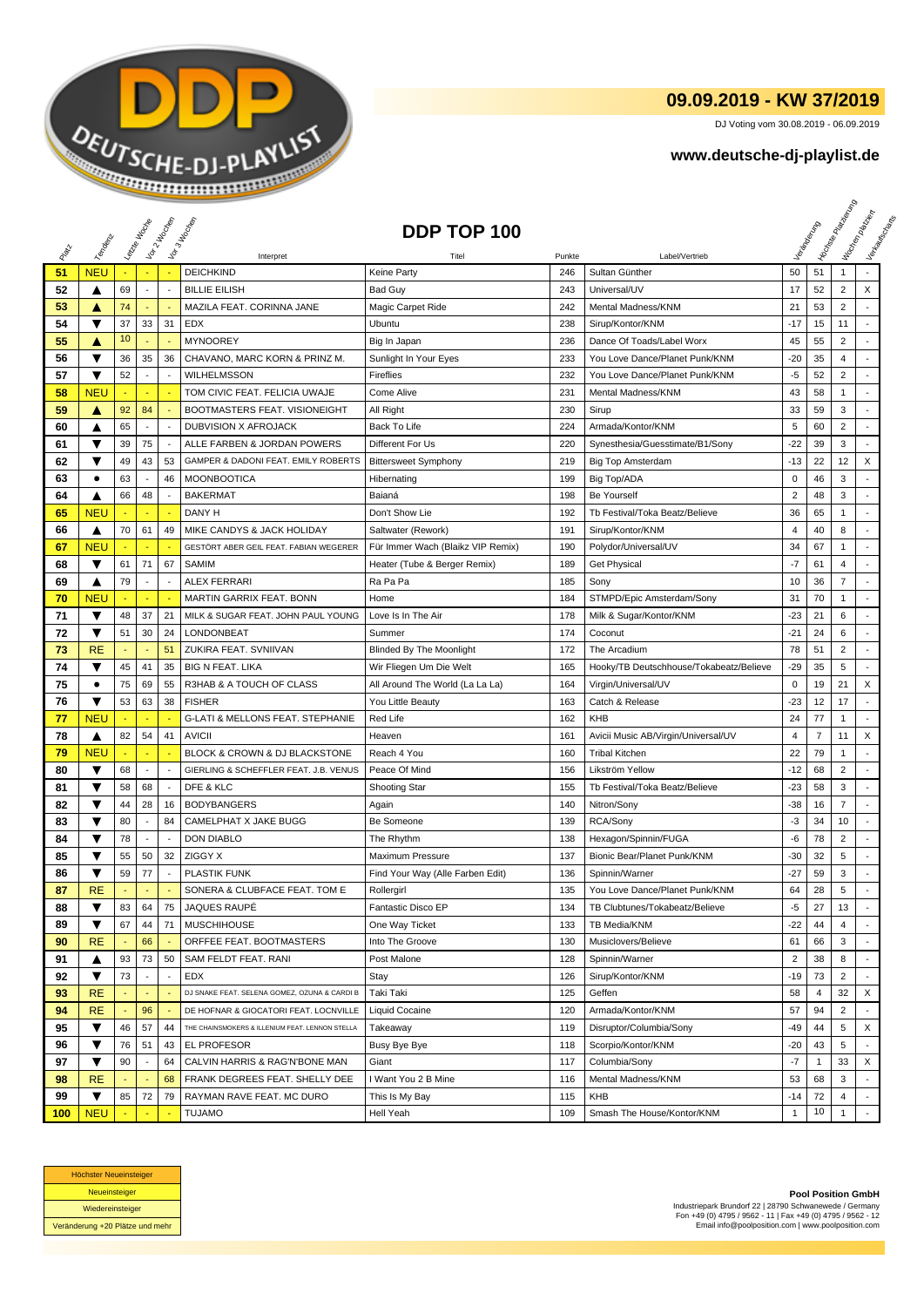DEUTSCHE-DJ-PLAYLIST

## 09.09.2019 - KW 37/2019

DJ Voting vom 30.08.2019 - 06.09.2019

**www.deutsche-dj-playlist.de**

## DDP TOP 100

| Platz | Tendenz | Letzte Woche | Vor 2 Wochen | Vor 3 Wochen | Interpret | Titel | Punkte | Label/Vertrieb | Veränderung | Höchste Platzierung | Wochen platziert | Verkaufscharts |
|---|---|---|---|---|---|---|---|---|---|---|---|---|
| 51 | NEU | - | - | - | DEICHKIND | Keine Party | 246 | Sultan Günther | 50 | 51 | 1 | - |
| 52 | ▲ | 69 | - | - | BILLIE EILISH | Bad Guy | 243 | Universal/UV | 17 | 52 | 2 | X |
| 53 | ▲ | 74 | - | - | MAZILA FEAT. CORINNA JANE | Magic Carpet Ride | 242 | Mental Madness/KNM | 21 | 53 | 2 | - |
| 54 | ▼ | 37 | 33 | 31 | EDX | Ubuntu | 238 | Sirup/Kontor/KNM | -17 | 15 | 11 | - |
| 55 | ▲ | 10 | - | - | MYNOOREY | Big In Japan | 236 | Dance Of Toads/Label Worx | 45 | 55 | 2 | - |
| 56 | ▼ | 36 | 35 | 36 | CHAVANO, MARC KORN & PRINZ M. | Sunlight In Your Eyes | 233 | You Love Dance/Planet Punk/KNM | -20 | 35 | 4 | - |
| 57 | ▼ | 52 | - | - | WILHELMSSON | Fireflies | 232 | You Love Dance/Planet Punk/KNM | -5 | 52 | 2 | - |
| 58 | NEU | - | - | - | TOM CIVIC FEAT. FELICIA UWAJE | Come Alive | 231 | Mental Madness/KNM | 43 | 58 | 1 | - |
| 59 | ▲ | 92 | 84 | - | BOOTMASTERS FEAT. VISIONEIGHT | All Right | 230 | Sirup | 33 | 59 | 3 | - |
| 60 | ▲ | 65 | - | - | DUBVISION X AFROJACK | Back To Life | 224 | Armada/Kontor/KNM | 5 | 60 | 2 | - |
| 61 | ▼ | 39 | 75 | - | ALLE FARBEN & JORDAN POWERS | Different For Us | 220 | Synesthesia/Guesstimate/B1/Sony | -22 | 39 | 3 | - |
| 62 | ▼ | 49 | 43 | 53 | GAMPER & DADONI FEAT. EMILY ROBERTS | Bittersweet Symphony | 219 | Big Top Amsterdam | -13 | 22 | 12 | X |
| 63 | ● | 63 | - | 46 | MOONBOOTICA | Hibernating | 199 | Big Top/ADA | 0 | 46 | 3 | - |
| 64 | ▲ | 66 | 48 | - | BAKERMAT | Baianá | 198 | Be Yourself | 2 | 48 | 3 | - |
| 65 | NEU | - | - | - | DANY H | Don't Show Lie | 192 | Tb Festival/Toka Beatz/Believe | 36 | 65 | 1 | - |
| 66 | ▲ | 70 | 61 | 49 | MIKE CANDYS & JACK HOLIDAY | Saltwater (Rework) | 191 | Sirup/Kontor/KNM | 4 | 40 | 8 | - |
| 67 | NEU | - | - | - | GESTÖRT ABER GEIL FEAT. FABIAN WEGERER | Für Immer Wach (Blaikz VIP Remix) | 190 | Polydor/Universal/UV | 34 | 67 | 1 | - |
| 68 | ▼ | 61 | 71 | 67 | SAMIM | Heater (Tube & Berger Remix) | 189 | Get Physical | -7 | 61 | 4 | - |
| 69 | ▲ | 79 | - | - | ALEX FERRARI | Ra Pa Pa | 185 | Sony | 10 | 36 | 7 | - |
| 70 | NEU | - | - | - | MARTIN GARRIX FEAT. BONN | Home | 184 | STMPD/Epic Amsterdam/Sony | 31 | 70 | 1 | - |
| 71 | ▼ | 48 | 37 | 21 | MILK & SUGAR FEAT. JOHN PAUL YOUNG | Love Is In The Air | 178 | Milk & Sugar/Kontor/KNM | -23 | 21 | 6 | - |
| 72 | ▼ | 51 | 30 | 24 | LONDONBEAT | Summer | 174 | Coconut | -21 | 24 | 6 | - |
| 73 | RE | - | - | 51 | ZUKIRA FEAT. SVNIIVAN | Blinded By The Moonlight | 172 | The Arcadium | 78 | 51 | 2 | - |
| 74 | ▼ | 45 | 41 | 35 | BIG N FEAT. LIKA | Wir Fliegen Um Die Welt | 165 | Hooky/TB Deutschhouse/Tokabeatz/Believe | -29 | 35 | 5 | - |
| 75 | ● | 75 | 69 | 55 | R3HAB & A TOUCH OF CLASS | All Around The World (La La La) | 164 | Virgin/Universal/UV | 0 | 19 | 21 | X |
| 76 | ▼ | 53 | 63 | 38 | FISHER | You Little Beauty | 163 | Catch & Release | -23 | 12 | 17 | - |
| 77 | NEU | - | - | - | G-LATI & MELLONS FEAT. STEPHANIE | Red Life | 162 | KHB | 24 | 77 | 1 | - |
| 78 | ▲ | 82 | 54 | 41 | AVICII | Heaven | 161 | Avicii Music AB/Virgin/Universal/UV | 4 | 7 | 11 | X |
| 79 | NEU | - | - | - | BLOCK & CROWN & DJ BLACKSTONE | Reach 4 You | 160 | Tribal Kitchen | 22 | 79 | 1 | - |
| 80 | ▼ | 68 | - | - | GIERLING & SCHEFFLER FEAT. J.B. VENUS | Peace Of Mind | 156 | Likström Yellow | -12 | 68 | 2 | - |
| 81 | ▼ | 58 | 68 | - | DFE & KLC | Shooting Star | 155 | Tb Festival/Toka Beatz/Believe | -23 | 58 | 3 | - |
| 82 | ▼ | 44 | 28 | 16 | BODYBANGERS | Again | 140 | Nitron/Sony | -38 | 16 | 7 | - |
| 83 | ▼ | 80 | - | 84 | CAMELPHAT X JAKE BUGG | Be Someone | 139 | RCA/Sony | -3 | 34 | 10 | - |
| 84 | ▼ | 78 | - | - | DON DIABLO | The Rhythm | 138 | Hexagon/Spinnin/FUGA | -6 | 78 | 2 | - |
| 85 | ▼ | 55 | 50 | 32 | ZIGGY X | Maximum Pressure | 137 | Bionic Bear/Planet Punk/KNM | -30 | 32 | 5 | - |
| 86 | ▼ | 59 | 77 | - | PLASTIK FUNK | Find Your Way (Alle Farben Edit) | 136 | Spinnin/Warner | -27 | 59 | 3 | - |
| 87 | RE | - | - | - | SONERA & CLUBFACE FEAT. TOM E | Rollergirl | 135 | You Love Dance/Planet Punk/KNM | 64 | 28 | 5 | - |
| 88 | ▼ | 83 | 64 | 75 | JAQUES RAUPÉ | Fantastic Disco EP | 134 | TB Clubtunes/Tokabeatz/Believe | -5 | 27 | 13 | - |
| 89 | ▼ | 67 | 44 | 71 | MUSCHIHOUSE | One Way Ticket | 133 | TB Media/KNM | -22 | 44 | 4 | - |
| 90 | RE | - | 66 | - | ORFFEE FEAT. BOOTMASTERS | Into The Groove | 130 | Musiclovers/Believe | 61 | 66 | 3 | - |
| 91 | ▲ | 93 | 73 | 50 | SAM FELDT FEAT. RANI | Post Malone | 128 | Spinnin/Warner | 2 | 38 | 8 | - |
| 92 | ▼ | 73 | - | - | EDX | Stay | 126 | Sirup/Kontor/KNM | -19 | 73 | 2 | - |
| 93 | RE | - | - | - | DJ SNAKE FEAT. SELENA GOMEZ, OZUNA & CARDI B | Taki Taki | 125 | Geffen | 58 | 4 | 32 | X |
| 94 | RE | - | 96 | - | DE HOFNAR & GIOCATORI FEAT. LOCNVILLE | Liquid Cocaine | 120 | Armada/Kontor/KNM | 57 | 94 | 2 | - |
| 95 | ▼ | 46 | 57 | 44 | THE CHAINSMOKERS & ILLENIUM FEAT. LENNON STELLA | Takeaway | 119 | Disruptor/Columbia/Sony | -49 | 44 | 5 | X |
| 96 | ▼ | 76 | 51 | 43 | EL PROFESOR | Busy Bye Bye | 118 | Scorpio/Kontor/KNM | -20 | 43 | 5 | - |
| 97 | ▼ | 90 | - | 64 | CALVIN HARRIS & RAG'N'BONE MAN | Giant | 117 | Columbia/Sony | -7 | 1 | 33 | X |
| 98 | RE | - | - | 68 | FRANK DEGREES FEAT. SHELLY DEE | I Want You 2 B Mine | 116 | Mental Madness/KNM | 53 | 68 | 3 | - |
| 99 | ▼ | 85 | 72 | 79 | RAYMAN RAVE FEAT. MC DURO | This Is My Bay | 115 | KHB | -14 | 72 | 4 | - |
| 100 | NEU | - | - | - | TUJAMO | Hell Yeah | 109 | Smash The House/Kontor/KNM | 1 | 10 | 1 | - |

Höchster Neueinsteiger

Neueinsteiger

Wiedereinsteiger

Veränderung +20 Plätze und mehr

**Pool Position GmbH**

Industriepark Brundorf 22 | 28790 Schwanewede / Germany

Fon +49 (0) 4795 / 9562 - 11 | Fax +49 (0) 4795 / 9562 - 12

Email info@poolposition.com | www.poolposition.com